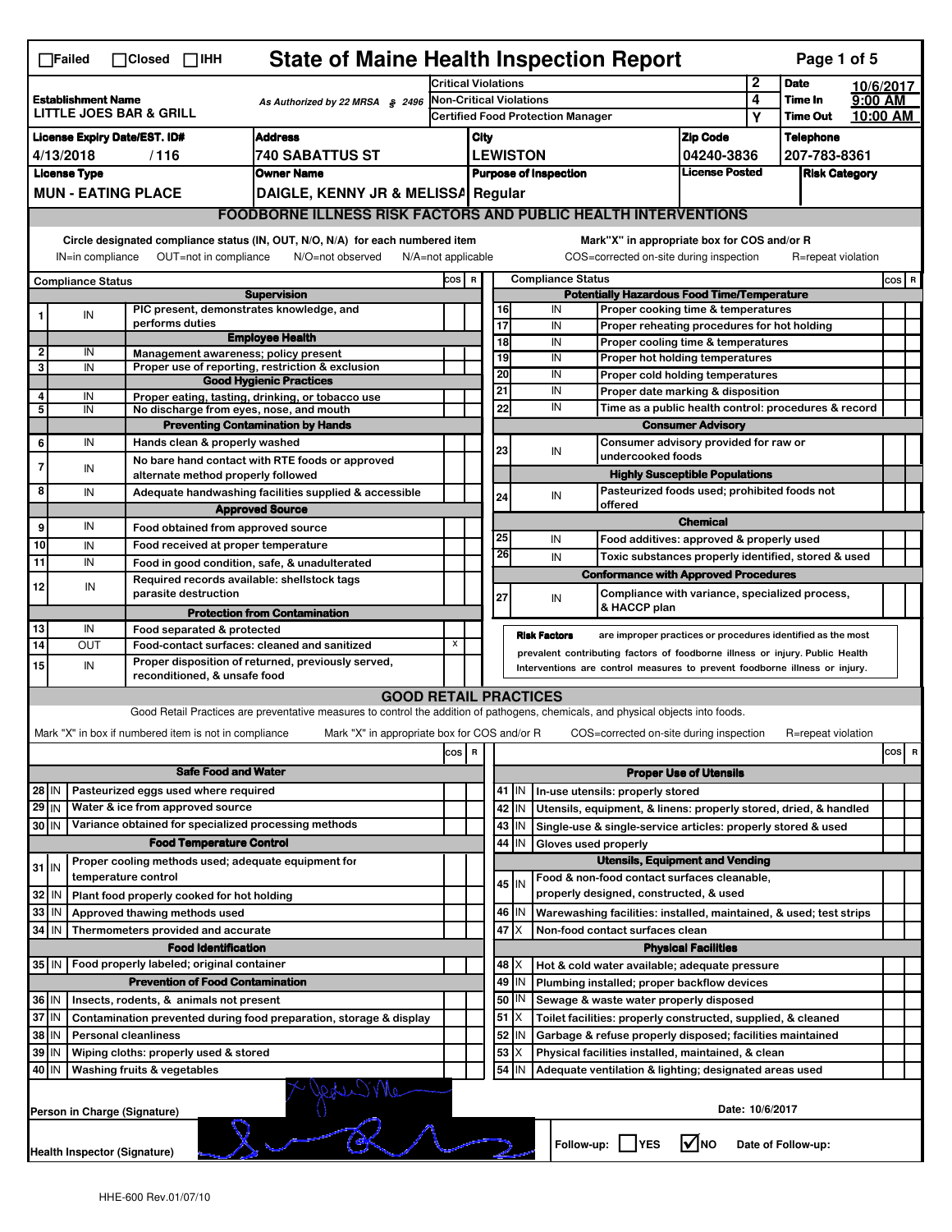☐Failed ☐Closed ☐IHH

# State of Maine Health Inspection Report

| | | | | | |
|---|---|---|---|---|---|
| **Establishment Name** LITTLE JOES BAR & GRILL | As Authorized by 22 MRSA § 2496 | Critical Violations | 2 | **Date** | 10/6/2017 |
| | | Non-Critical Violations | 4 | **Time In** | 9:00 AM |
| | | Certified Food Protection Manager | Y | **Time Out** | 10:00 AM |

| License Expiry Date/EST. ID# | Address | City | Zip Code | Telephone |
|---|---|---|---|---|
| 4/13/2018 / 116 | 740 SABATTUS ST | LEWISTON | 04240-3836 | 207-783-8361 |

| License Type | Owner Name | Purpose of Inspection | License Posted | Risk Category |
|---|---|---|---|---|
| MUN - EATING PLACE | DAIGLE, KENNY JR & MELISSA | Regular | | |

## FOODBORNE ILLNESS RISK FACTORS AND PUBLIC HEALTH INTERVENTIONS

Circle designated compliance status (IN, OUT, N/O, N/A) for each numbered item — IN=in compliance OUT=not in compliance N/O=not observed N/A=not applicable

Mark"X" in appropriate box for COS and/or R — COS=corrected on-site during inspection R=repeat violation

| # | Compliance Status | Item | COS | R |
|---|---|---|---|---|
| | | **Supervision** | | |
| 1 | IN | PIC present, demonstrates knowledge, and performs duties | | |
| | | **Employee Health** | | |
| 2 | IN | Management awareness; policy present | | |
| 3 | IN | Proper use of reporting, restriction & exclusion | | |
| | | **Good Hygienic Practices** | | |
| 4 | IN | Proper eating, tasting, drinking, or tobacco use | | |
| 5 | IN | No discharge from eyes, nose, and mouth | | |
| | | **Preventing Contamination by Hands** | | |
| 6 | IN | Hands clean & properly washed | | |
| 7 | IN | No bare hand contact with RTE foods or approved alternate method properly followed | | |
| 8 | IN | Adequate handwashing facilities supplied & accessible | | |
| | | **Approved Source** | | |
| 9 | IN | Food obtained from approved source | | |
| 10 | IN | Food received at proper temperature | | |
| 11 | IN | Food in good condition, safe, & unadulterated | | |
| 12 | IN | Required records available: shellstock tags parasite destruction | | |
| | | **Protection from Contamination** | | |
| 13 | IN | Food separated & protected | | |
| 14 | OUT | Food-contact surfaces: cleaned and sanitized | X | |
| 15 | IN | Proper disposition of returned, previously served, reconditioned, & unsafe food | | |
| | | **Potentially Hazardous Food Time/Temperature** | | |
| 16 | IN | Proper cooking time & temperatures | | |
| 17 | IN | Proper reheating procedures for hot holding | | |
| 18 | IN | Proper cooling time & temperatures | | |
| 19 | IN | Proper hot holding temperatures | | |
| 20 | IN | Proper cold holding temperatures | | |
| 21 | IN | Proper date marking & disposition | | |
| 22 | IN | Time as a public health control: procedures & record | | |
| | | **Consumer Advisory** | | |
| 23 | IN | Consumer advisory provided for raw or undercooked foods | | |
| | | **Highly Susceptible Populations** | | |
| 24 | IN | Pasteurized foods used; prohibited foods not offered | | |
| | | **Chemical** | | |
| 25 | IN | Food additives: approved & properly used | | |
| 26 | IN | Toxic substances properly identified, stored & used | | |
| | | **Conformance with Approved Procedures** | | |
| 27 | IN | Compliance with variance, specialized process, & HACCP plan | | |

**Risk Factors** are improper practices or procedures identified as the most prevalent contributing factors of foodborne illness or injury. Public Health Interventions are control measures to prevent foodborne illness or injury.

## GOOD RETAIL PRACTICES

Good Retail Practices are preventative measures to control the addition of pathogens, chemicals, and physical objects into foods.

Mark "X" in box if numbered item is not in compliance — Mark "X" in appropriate box for COS and/or R — COS=corrected on-site during inspection R=repeat violation

| # | Status | Item | COS | R |
|---|---|---|---|---|
| | | **Safe Food and Water** | | |
| 28 | IN | Pasteurized eggs used where required | | |
| 29 | IN | Water & ice from approved source | | |
| 30 | IN | Variance obtained for specialized processing methods | | |
| | | **Food Temperature Control** | | |
| 31 | IN | Proper cooling methods used; adequate equipment for temperature control | | |
| 32 | IN | Plant food properly cooked for hot holding | | |
| 33 | IN | Approved thawing methods used | | |
| 34 | IN | Thermometers provided and accurate | | |
| | | **Food Identification** | | |
| 35 | IN | Food properly labeled; original container | | |
| | | **Prevention of Food Contamination** | | |
| 36 | IN | Insects, rodents, & animals not present | | |
| 37 | IN | Contamination prevented during food preparation, storage & display | | |
| 38 | IN | Personal cleanliness | | |
| 39 | IN | Wiping cloths: properly used & stored | | |
| 40 | IN | Washing fruits & vegetables | | |
| | | **Proper Use of Utensils** | | |
| 41 | IN | In-use utensils: properly stored | | |
| 42 | IN | Utensils, equipment, & linens: properly stored, dried, & handled | | |
| 43 | IN | Single-use & single-service articles: properly stored & used | | |
| 44 | IN | Gloves used properly | | |
| | | **Utensils, Equipment and Vending** | | |
| 45 | IN | Food & non-food contact surfaces cleanable, properly designed, constructed, & used | | |
| 46 | IN | Warewashing facilities: installed, maintained, & used; test strips | | |
| 47 | X | Non-food contact surfaces clean | | |
| | | **Physical Facilities** | | |
| 48 | X | Hot & cold water available; adequate pressure | | |
| 49 | IN | Plumbing installed; proper backflow devices | | |
| 50 | IN | Sewage & waste water properly disposed | | |
| 51 | X | Toilet facilities: properly constructed, supplied, & cleaned | | |
| 52 | IN | Garbage & refuse properly disposed; facilities maintained | | |
| 53 | X | Physical facilities installed, maintained, & clean | | |
| 54 | IN | Adequate ventilation & lighting; designated areas used | | |

Person in Charge (Signature) — Date: 10/6/2017

Health Inspector (Signature) — Follow-up: ☐ YES ☑ NO Date of Follow-up:

HHE-600 Rev.01/07/10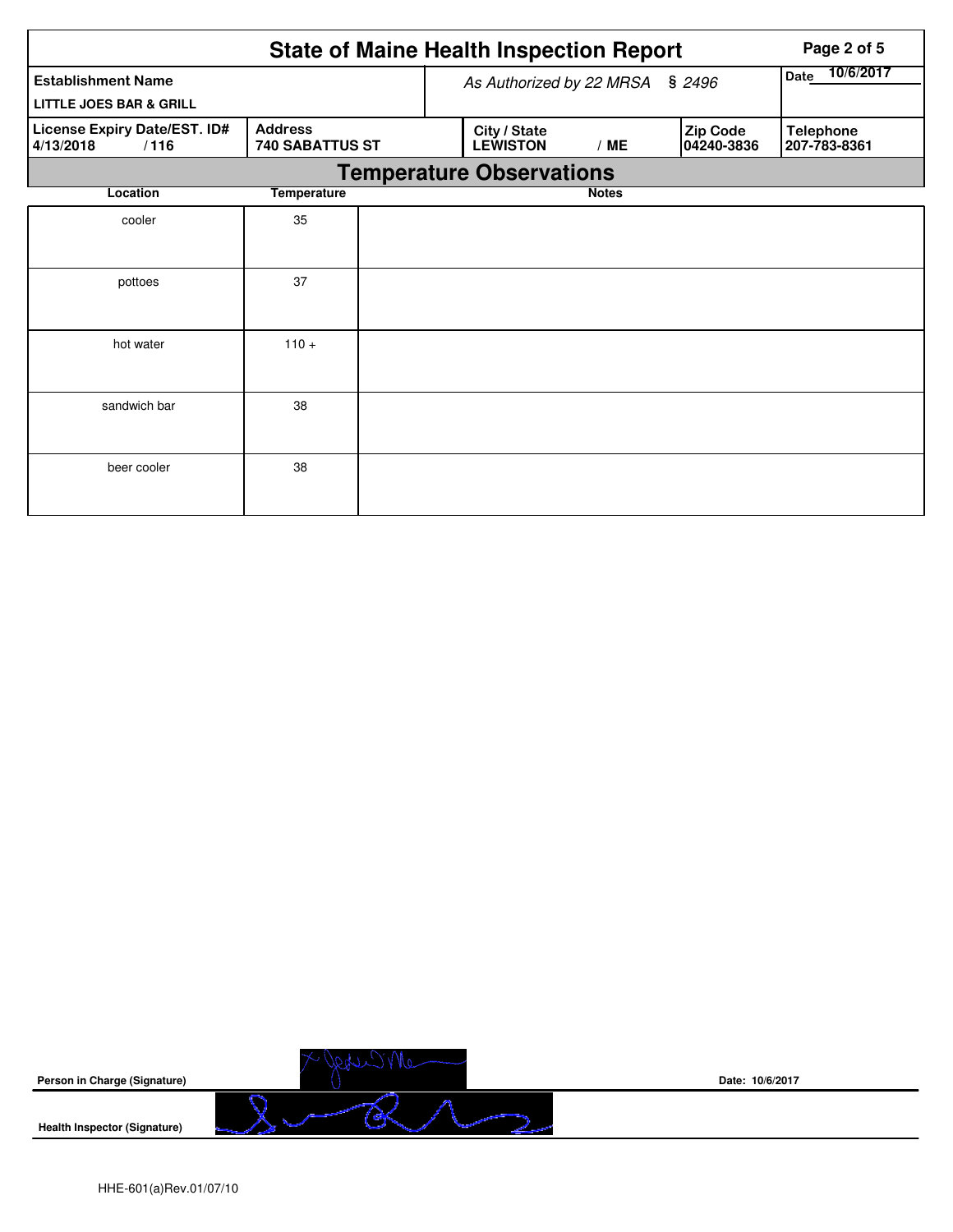# State of Maine Health Inspection Report

| Establishment Name | As Authorized by 22 MRSA § 2496 | Date 10/6/2017 |
|---|---|---|
| LITTLE JOES BAR & GRILL | | |

| License Expiry Date/EST. ID# | Address | City / State | | Zip Code | Telephone |
|---|---|---|---|---|---|
| 4/13/2018 / 116 | 740 SABATTUS ST | LEWISTON | / ME | 04240-3836 | 207-783-8361 |

## Temperature Observations

| Location | Temperature | Notes |
|---|---|---|
| cooler | 35 | |
| pottoes | 37 | |
| hot water | 110 + | |
| sandwich bar | 38 | |
| beer cooler | 38 | |

**Person in Charge (Signature)** Date: 10/6/2017

**Health Inspector (Signature)**

HHE-601(a)Rev.01/07/10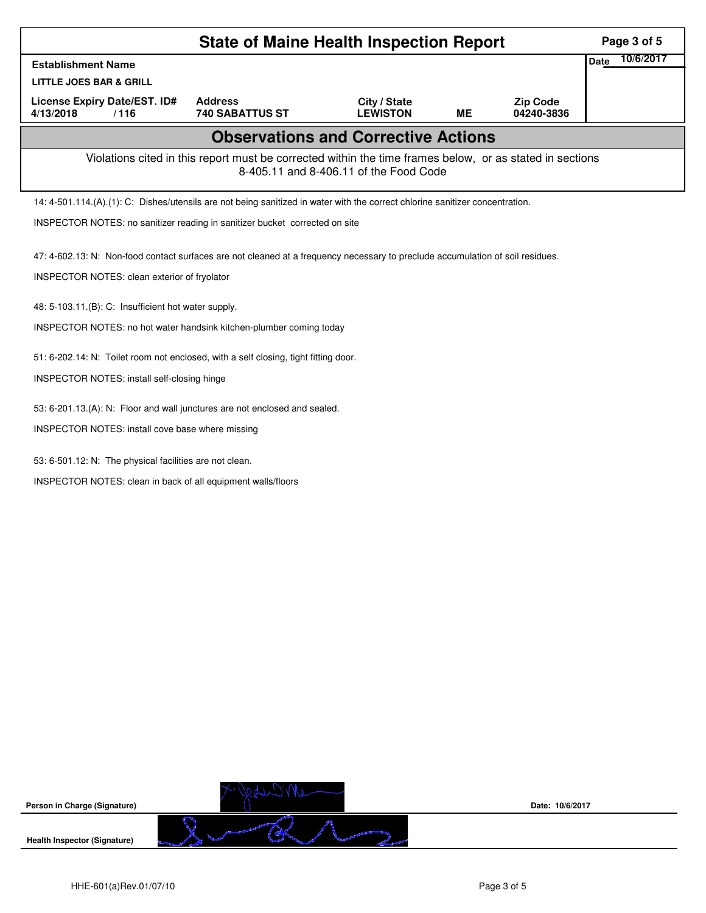# State of Maine Health Inspection Report

| Establishment Name | | | | | Date 10/6/2017 |
|---|---|---|---|---|---|
| LITTLE JOES BAR & GRILL | | | | | |
| License Expiry Date/EST. ID# | Address | City / State | | Zip Code | |
| 4/13/2018 / 116 | 740 SABATTUS ST | LEWISTON | ME | 04240-3836 | |

## Observations and Corrective Actions

Violations cited in this report must be corrected within the time frames below, or as stated in sections 8-405.11 and 8-406.11 of the Food Code

14: 4-501.114.(A).(1): C: Dishes/utensils are not being sanitized in water with the correct chlorine sanitizer concentration.

INSPECTOR NOTES: no sanitizer reading in sanitizer bucket corrected on site

47: 4-602.13: N: Non-food contact surfaces are not cleaned at a frequency necessary to preclude accumulation of soil residues.

INSPECTOR NOTES: clean exterior of fryolator

48: 5-103.11.(B): C: Insufficient hot water supply.

INSPECTOR NOTES: no hot water handsink kitchen-plumber coming today

51: 6-202.14: N: Toilet room not enclosed, with a self closing, tight fitting door.

INSPECTOR NOTES: install self-closing hinge

53: 6-201.13.(A): N: Floor and wall junctures are not enclosed and sealed.

INSPECTOR NOTES: install cove base where missing

53: 6-501.12: N: The physical facilities are not clean.

INSPECTOR NOTES: clean in back of all equipment walls/floors

Person in Charge (Signature) Date: 10/6/2017

Health Inspector (Signature)

HHE-601(a)Rev.01/07/10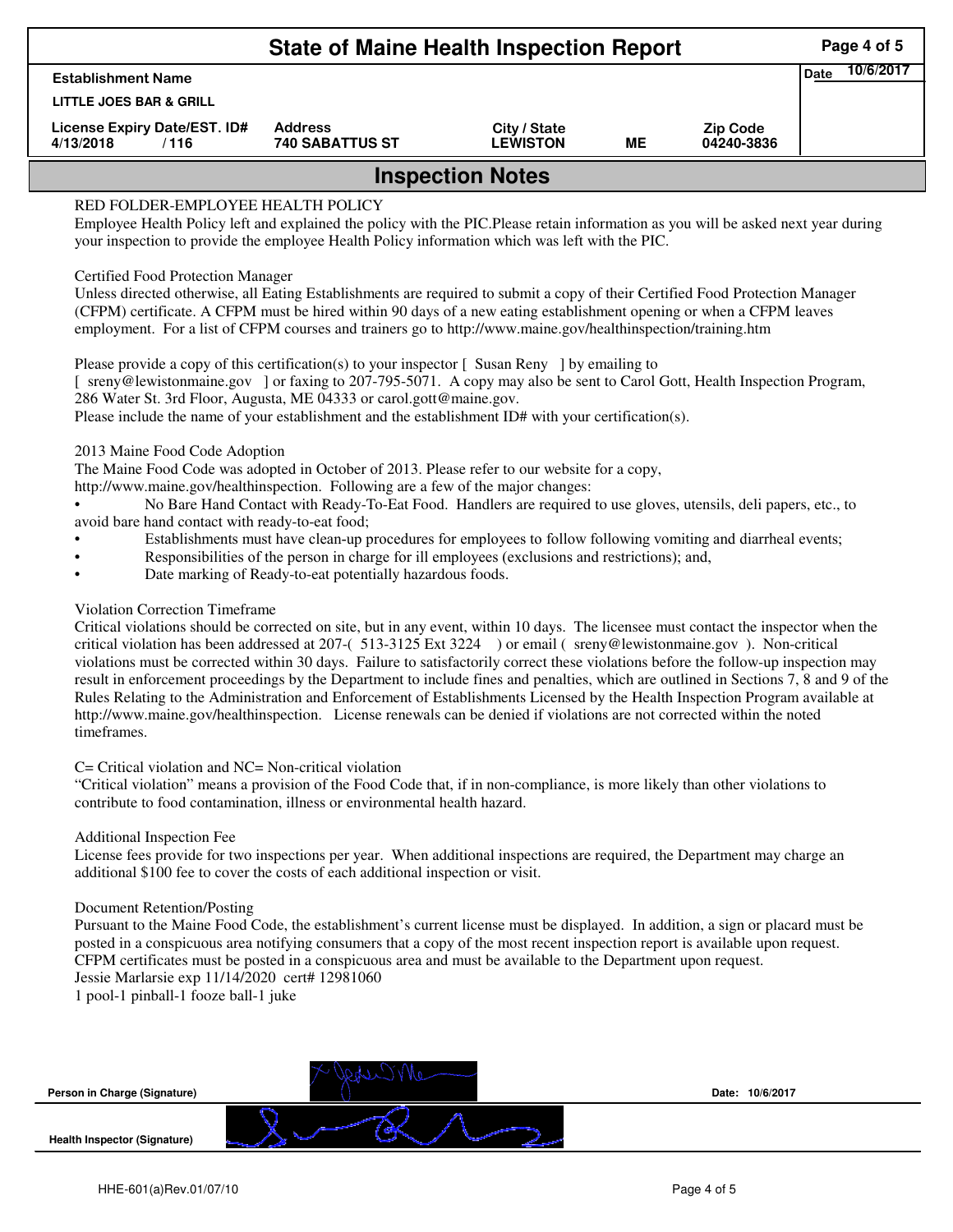# State of Maine Health Inspection Report

| Establishment Name | | | | | Date 10/6/2017 |
|---|---|---|---|---|---|
| LITTLE JOES BAR & GRILL | | | | | |
| License Expiry Date/EST. ID# | Address | City / State | | Zip Code | |
| 4/13/2018 / 116 | 740 SABATTUS ST | LEWISTON | ME | 04240-3836 | |

## Inspection Notes

RED FOLDER-EMPLOYEE HEALTH POLICY

Employee Health Policy left and explained the policy with the PIC.Please retain information as you will be asked next year during your inspection to provide the employee Health Policy information which was left with the PIC.

Certified Food Protection Manager

Unless directed otherwise, all Eating Establishments are required to submit a copy of their Certified Food Protection Manager (CFPM) certificate. A CFPM must be hired within 90 days of a new eating establishment opening or when a CFPM leaves employment. For a list of CFPM courses and trainers go to http://www.maine.gov/healthinspection/training.htm

Please provide a copy of this certification(s) to your inspector [ Susan Reny ] by emailing to [ sreny@lewistonmaine.gov ] or faxing to 207-795-5071. A copy may also be sent to Carol Gott, Health Inspection Program, 286 Water St. 3rd Floor, Augusta, ME 04333 or carol.gott@maine.gov.

Please include the name of your establishment and the establishment ID# with your certification(s).

2013 Maine Food Code Adoption

The Maine Food Code was adopted in October of 2013. Please refer to our website for a copy, http://www.maine.gov/healthinspection. Following are a few of the major changes:

- No Bare Hand Contact with Ready-To-Eat Food. Handlers are required to use gloves, utensils, deli papers, etc., to avoid bare hand contact with ready-to-eat food;
- Establishments must have clean-up procedures for employees to follow following vomiting and diarrheal events;
- Responsibilities of the person in charge for ill employees (exclusions and restrictions); and,
- Date marking of Ready-to-eat potentially hazardous foods.

Violation Correction Timeframe

Critical violations should be corrected on site, but in any event, within 10 days. The licensee must contact the inspector when the critical violation has been addressed at 207-( 513-3125 Ext 3224 ) or email ( sreny@lewistonmaine.gov ). Non-critical violations must be corrected within 30 days. Failure to satisfactorily correct these violations before the follow-up inspection may result in enforcement proceedings by the Department to include fines and penalties, which are outlined in Sections 7, 8 and 9 of the Rules Relating to the Administration and Enforcement of Establishments Licensed by the Health Inspection Program available at http://www.maine.gov/healthinspection. License renewals can be denied if violations are not corrected within the noted timeframes.

C= Critical violation and NC= Non-critical violation

"Critical violation" means a provision of the Food Code that, if in non-compliance, is more likely than other violations to contribute to food contamination, illness or environmental health hazard.

Additional Inspection Fee

License fees provide for two inspections per year. When additional inspections are required, the Department may charge an additional $100 fee to cover the costs of each additional inspection or visit.

Document Retention/Posting

Pursuant to the Maine Food Code, the establishment's current license must be displayed. In addition, a sign or placard must be posted in a conspicuous area notifying consumers that a copy of the most recent inspection report is available upon request. CFPM certificates must be posted in a conspicuous area and must be available to the Department upon request.

Jessie Marlarsie exp 11/14/2020 cert# 12981060

1 pool-1 pinball-1 fooze ball-1 juke

Person in Charge (Signature) Date: 10/6/2017

Health Inspector (Signature)

HHE-601(a)Rev.01/07/10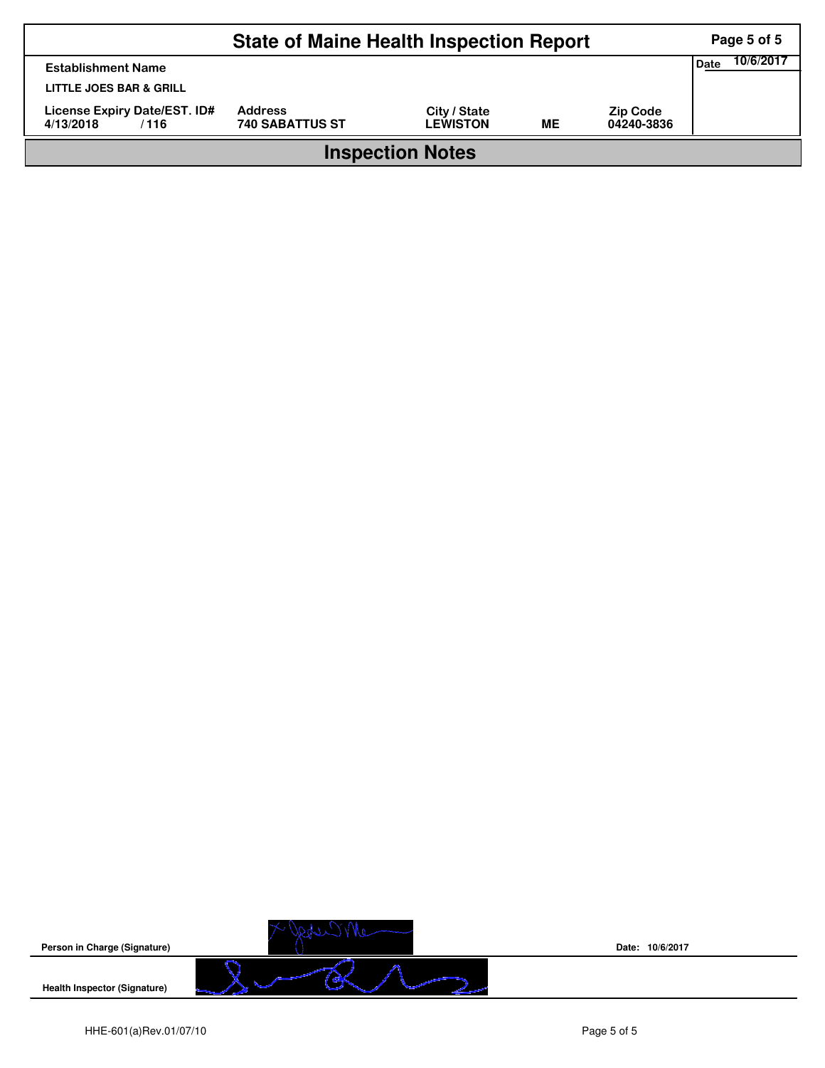# State of Maine Health Inspection Report

| | | | | | |
|---|---|---|---|---|---|
| **Establishment Name** | | | | | **Date** 10/6/2017 |
| **LITTLE JOES BAR & GRILL** | | | | | |
| **License Expiry Date/EST. ID#** 4/13/2018 / 116 | **Address** 740 SABATTUS ST | **City / State** LEWISTON | ME | **Zip Code** 04240-3836 | |

## Inspection Notes

**Person in Charge (Signature)** &nbsp;&nbsp;&nbsp;&nbsp; **Date:** 10/6/2017

**Health Inspector (Signature)**

HHE-601(a)Rev.01/07/10